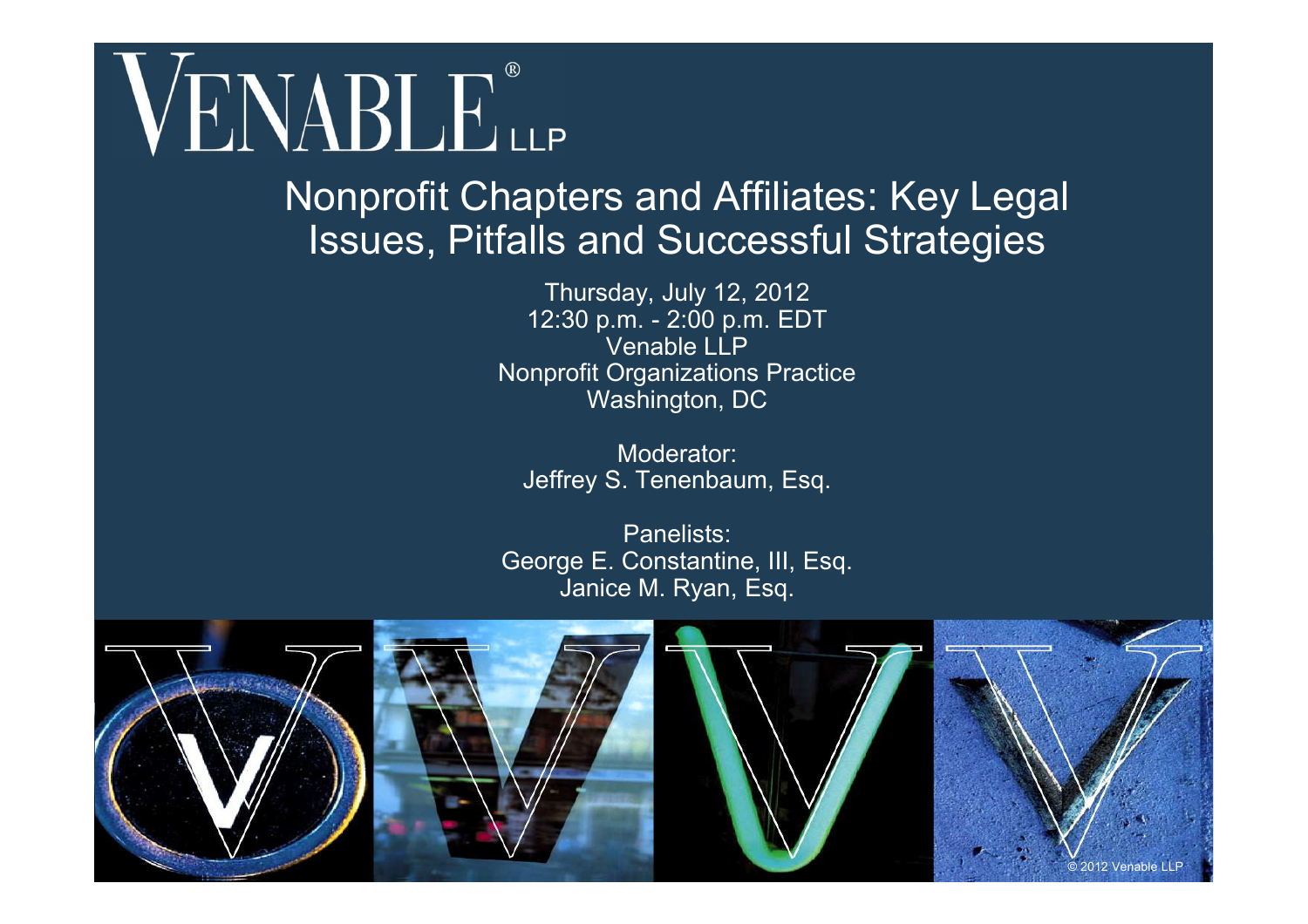# VENABLE® LLP

## Nonprofit Chapters and Affiliates: Key Legal Issues, Pitfalls and Successful Strategies

Thursday, July 12, 2012
12:30 p.m. - 2:00 p.m. EDT
Venable LLP
Nonprofit Organizations Practice
Washington, DC

Moderator:
Jeffrey S. Tenenbaum, Esq.

Panelists:
George E. Constantine, III, Esq.
Janice M. Ryan, Esq.

© 2012 Venable LLP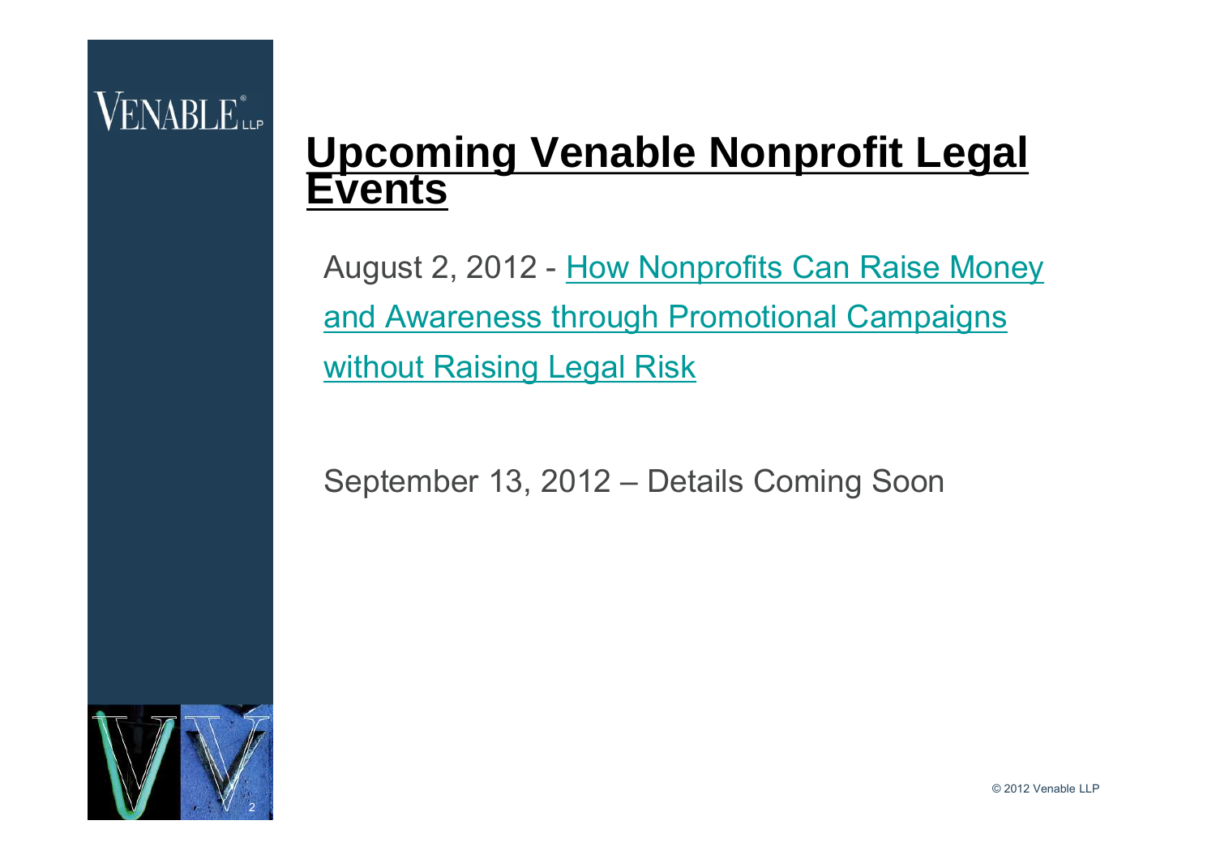# Upcoming Venable Nonprofit Legal Events

August 2, 2012 - How Nonprofits Can Raise Money and Awareness through Promotional Campaigns without Raising Legal Risk

September 13, 2012 – Details Coming Soon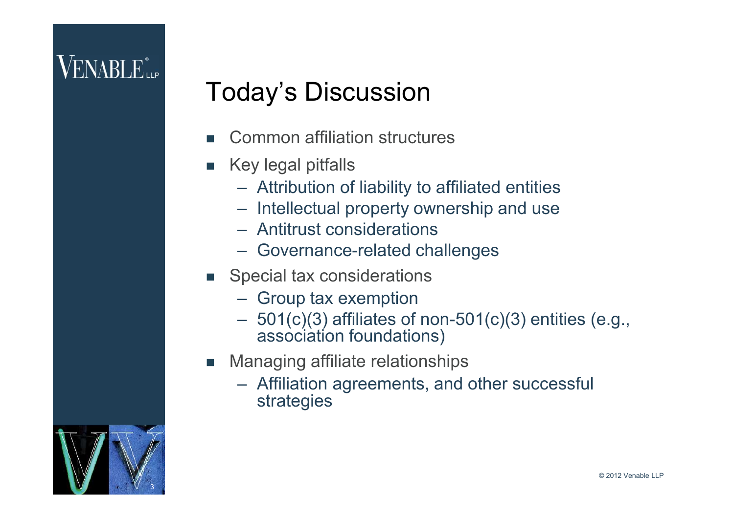# Today's Discussion

- Common affiliation structures
- Key legal pitfalls
  - Attribution of liability to affiliated entities
  - Intellectual property ownership and use
  - Antitrust considerations
  - Governance-related challenges
- Special tax considerations
  - Group tax exemption
  - 501(c)(3) affiliates of non-501(c)(3) entities (e.g., association foundations)
- Managing affiliate relationships
  - Affiliation agreements, and other successful strategies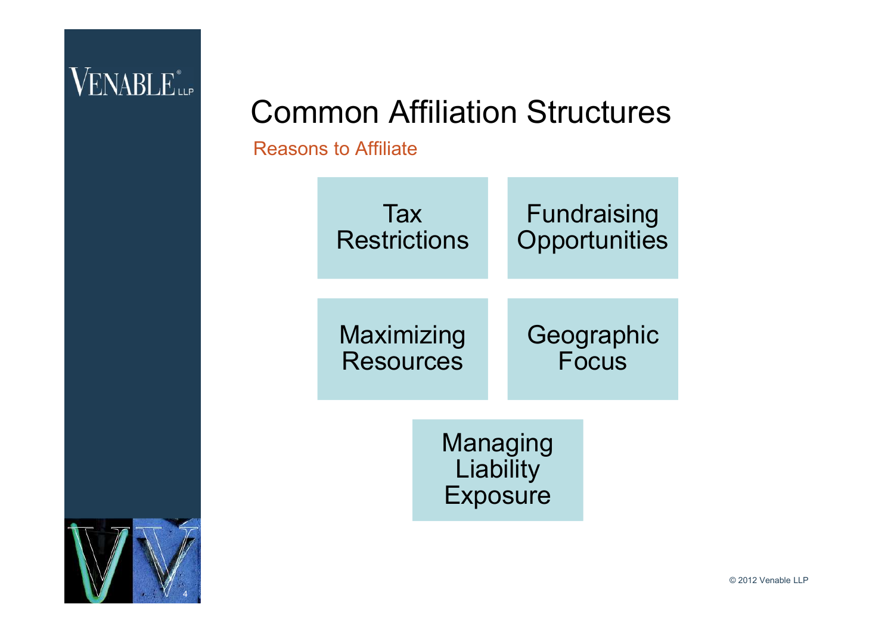# Common Affiliation Structures

## Reasons to Affiliate

- Tax Restrictions
- Fundraising Opportunities
- Maximizing Resources
- Geographic Focus
- Managing Liability Exposure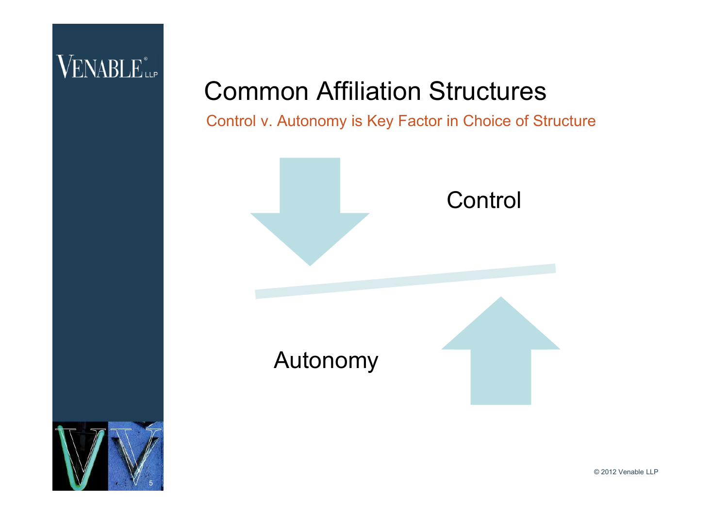# Common Affiliation Structures

Control v. Autonomy is Key Factor in Choice of Structure

Control

Autonomy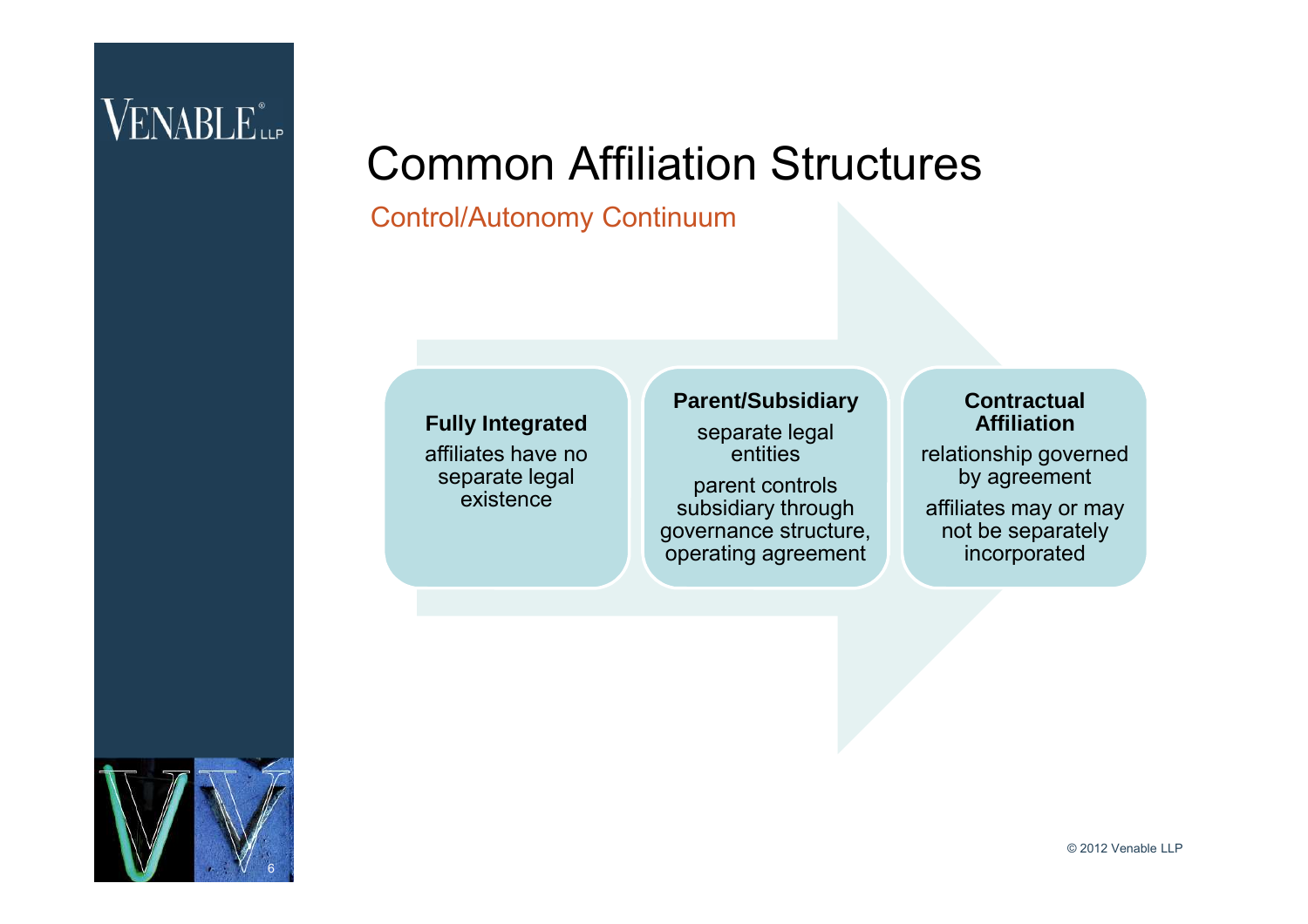# Common Affiliation Structures

## Control/Autonomy Continuum

**Fully Integrated**

affiliates have no separate legal existence

**Parent/Subsidiary**

separate legal entities

parent controls subsidiary through governance structure, operating agreement

**Contractual Affiliation**

relationship governed by agreement

affiliates may or may not be separately incorporated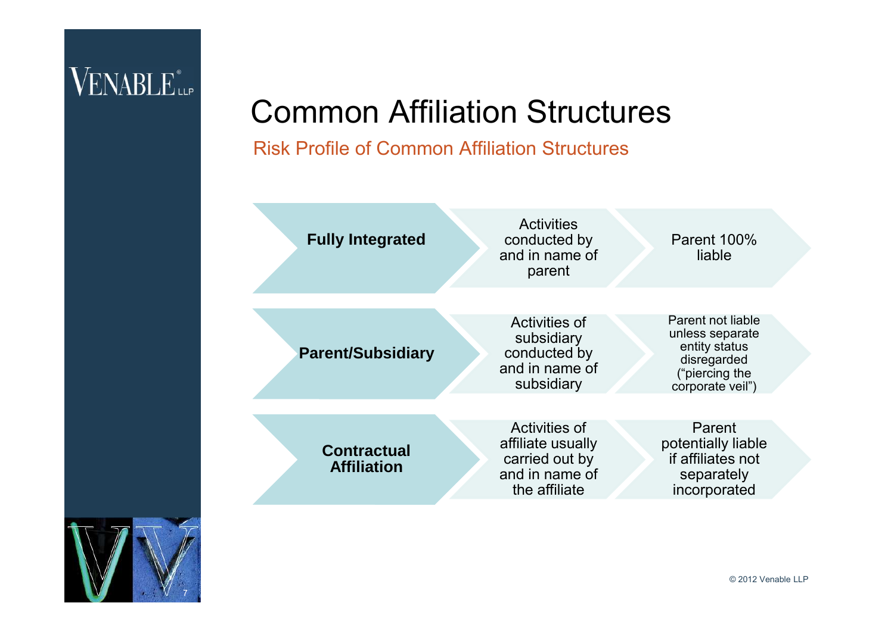# Common Affiliation Structures

## Risk Profile of Common Affiliation Structures

| Structure | Activities | Liability |
|---|---|---|
| **Fully Integrated** | Activities conducted by and in name of parent | Parent 100% liable |
| **Parent/Subsidiary** | Activities of subsidiary conducted by and in name of subsidiary | Parent not liable unless separate entity status disregarded (“piercing the corporate veil”) |
| **Contractual Affiliation** | Activities of affiliate usually carried out by and in name of the affiliate | Parent potentially liable if affiliates not separately incorporated |

© 2012 Venable LLP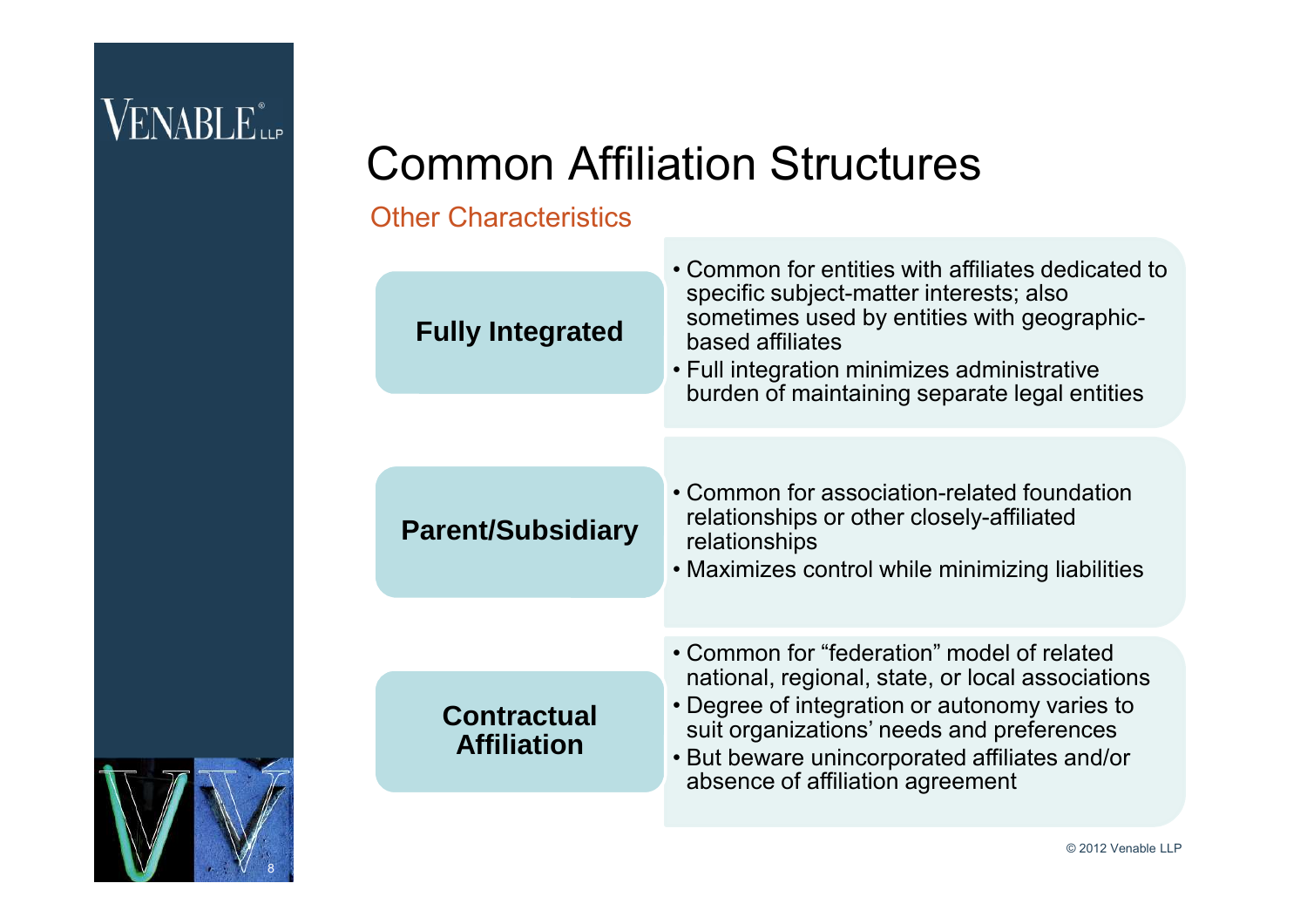# Common Affiliation Structures

## Other Characteristics

### Fully Integrated

- Common for entities with affiliates dedicated to specific subject-matter interests; also sometimes used by entities with geographic-based affiliates
- Full integration minimizes administrative burden of maintaining separate legal entities

### Parent/Subsidiary

- Common for association-related foundation relationships or other closely-affiliated relationships
- Maximizes control while minimizing liabilities

### Contractual Affiliation

- Common for "federation" model of related national, regional, state, or local associations
- Degree of integration or autonomy varies to suit organizations' needs and preferences
- But beware unincorporated affiliates and/or absence of affiliation agreement

© 2012 Venable LLP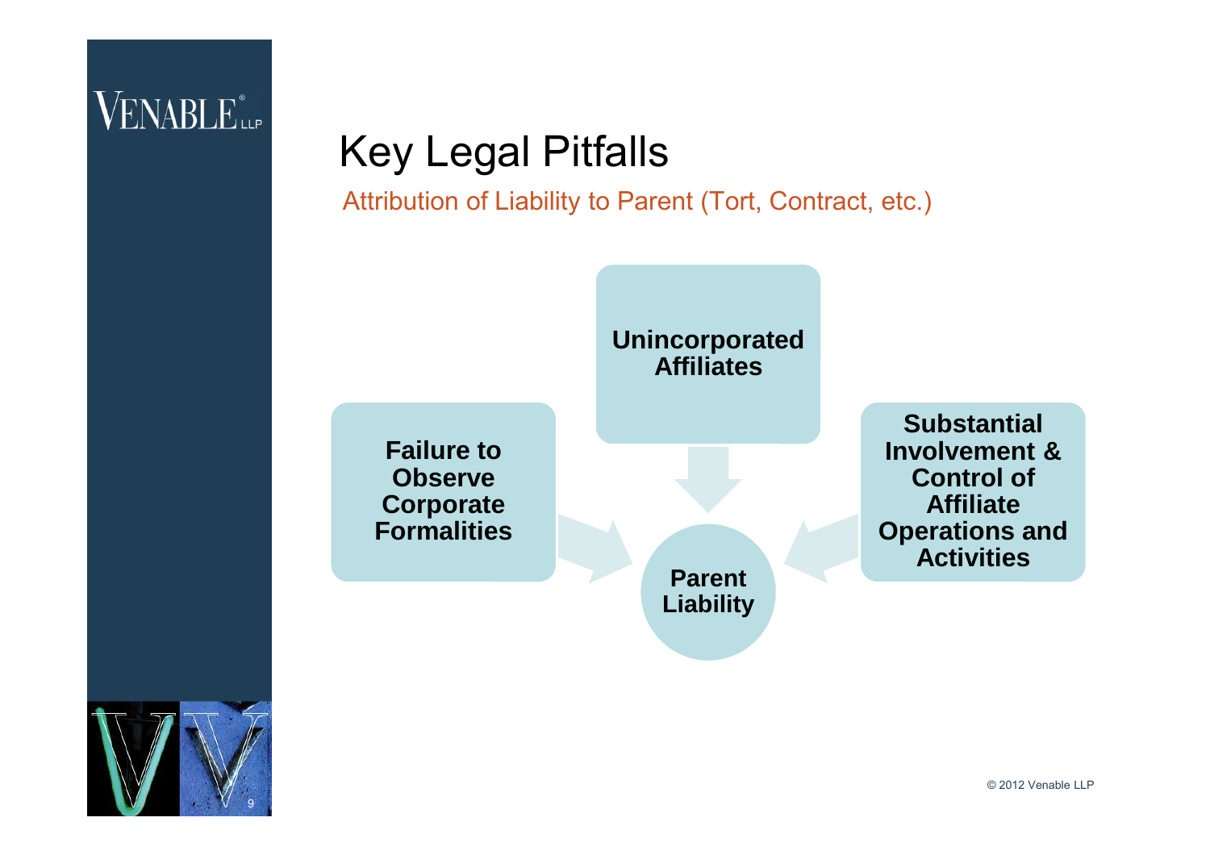# Key Legal Pitfalls

## Attribution of Liability to Parent (Tort, Contract, etc.)

**Unincorporated Affiliates**

**Failure to Observe Corporate Formalities**

**Substantial Involvement & Control of Affiliate Operations and Activities**

**Parent Liability**

© 2012 Venable LLP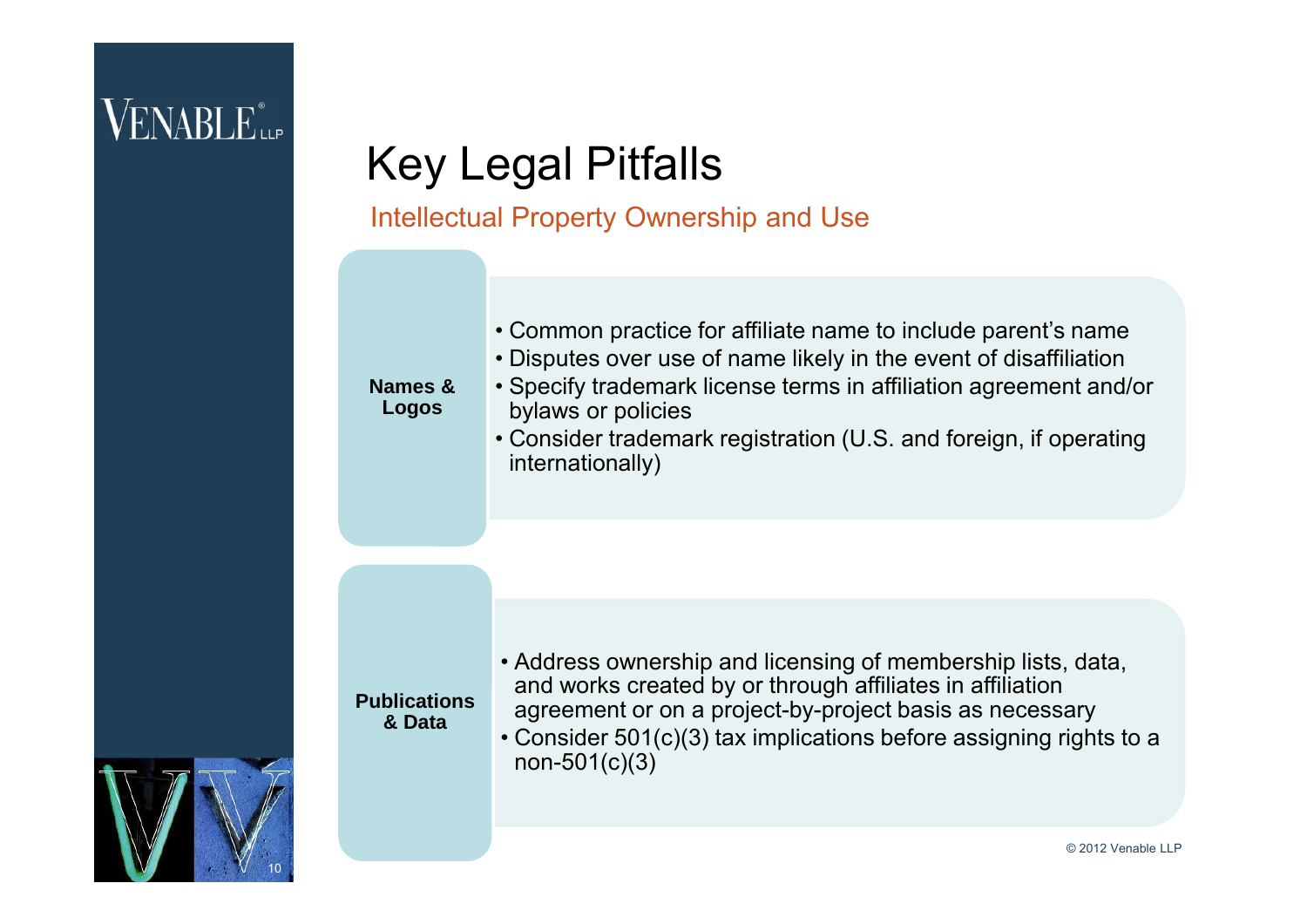# Key Legal Pitfalls

## Intellectual Property Ownership and Use

**Names & Logos**

- Common practice for affiliate name to include parent's name
- Disputes over use of name likely in the event of disaffiliation
- Specify trademark license terms in affiliation agreement and/or bylaws or policies
- Consider trademark registration (U.S. and foreign, if operating internationally)

**Publications & Data**

- Address ownership and licensing of membership lists, data, and works created by or through affiliates in affiliation agreement or on a project-by-project basis as necessary
- Consider 501(c)(3) tax implications before assigning rights to a non-501(c)(3)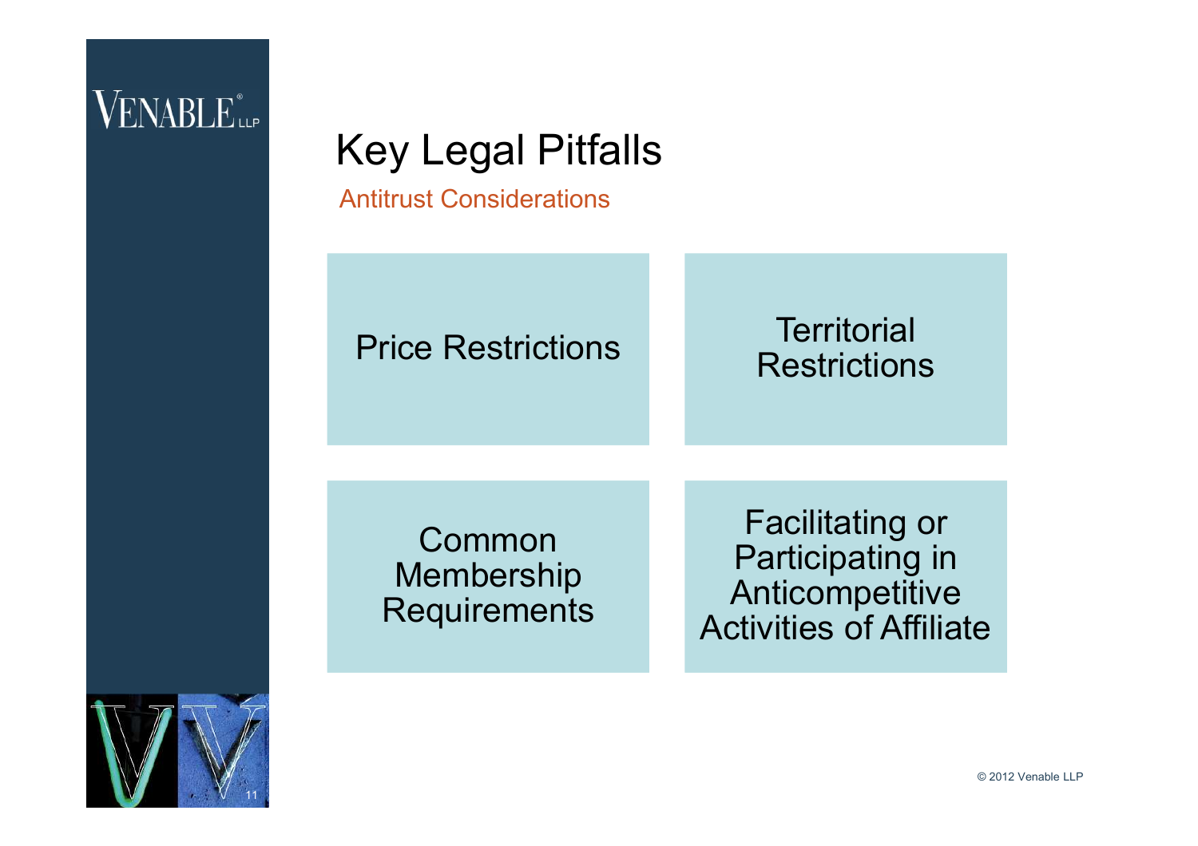# Key Legal Pitfalls

## Antitrust Considerations

- Price Restrictions
- Territorial Restrictions
- Common Membership Requirements
- Facilitating or Participating in Anticompetitive Activities of Affiliate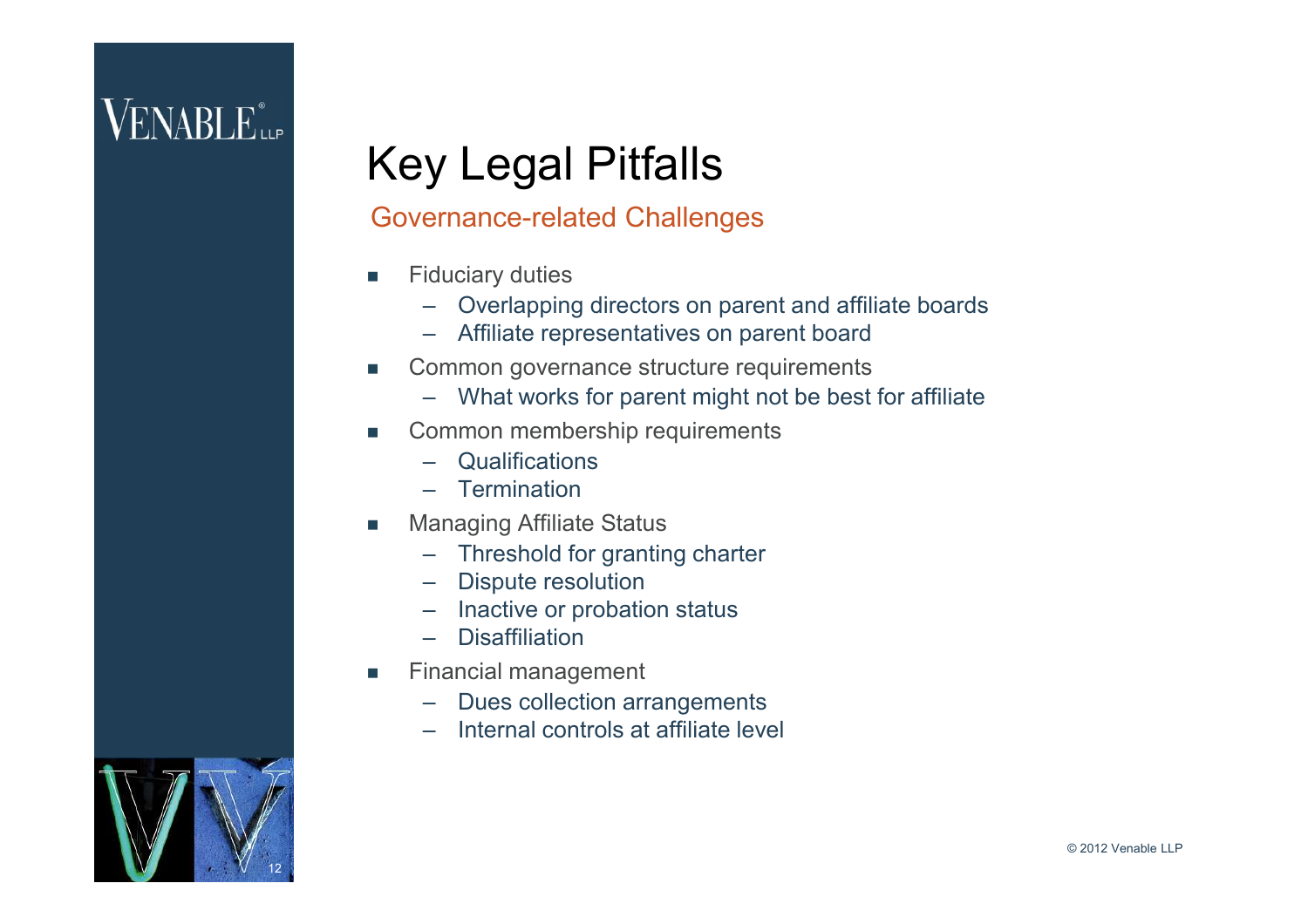# Key Legal Pitfalls

## Governance-related Challenges

- Fiduciary duties
  - Overlapping directors on parent and affiliate boards
  - Affiliate representatives on parent board
- Common governance structure requirements
  - What works for parent might not be best for affiliate
- Common membership requirements
  - Qualifications
  - Termination
- Managing Affiliate Status
  - Threshold for granting charter
  - Dispute resolution
  - Inactive or probation status
  - Disaffiliation
- Financial management
  - Dues collection arrangements
  - Internal controls at affiliate level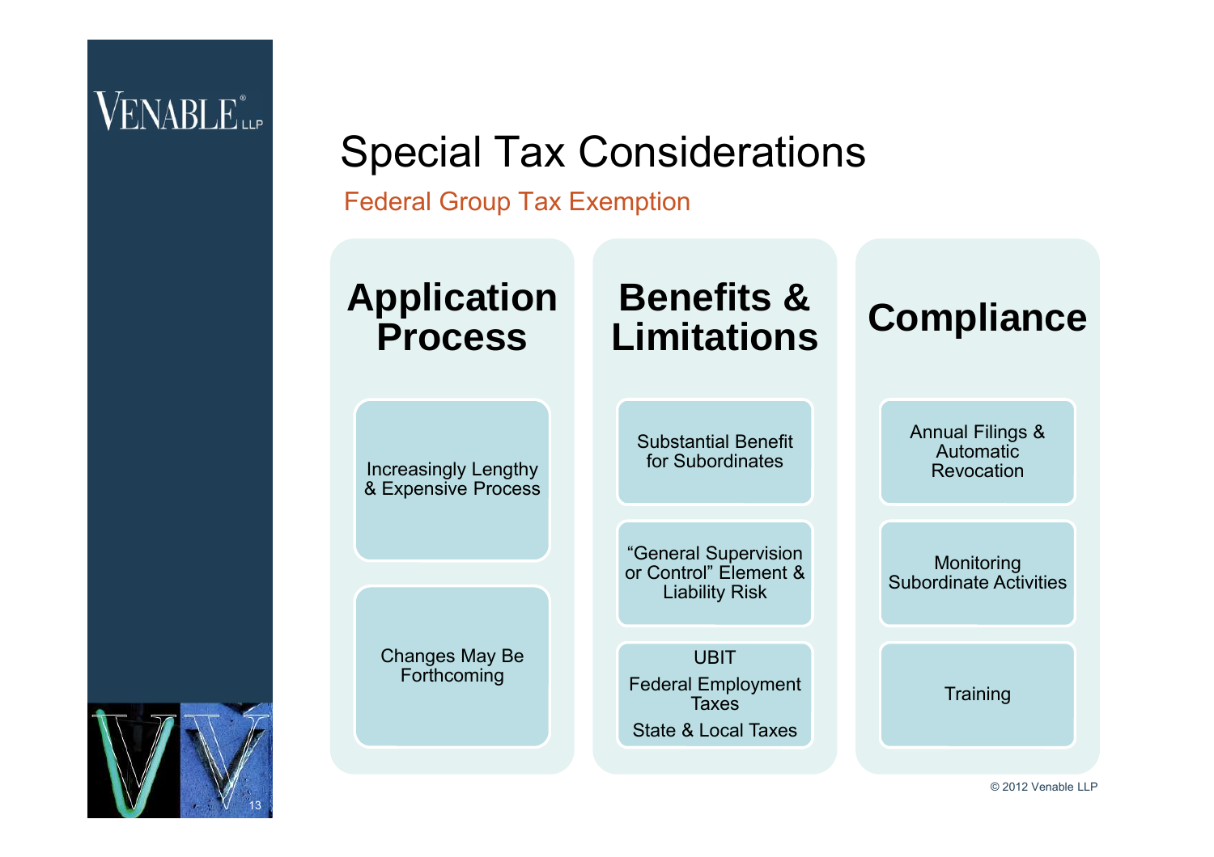# Special Tax Considerations

## Federal Group Tax Exemption

### Application Process

- Increasingly Lengthy & Expensive Process
- Changes May Be Forthcoming

### Benefits & Limitations

- Substantial Benefit for Subordinates
- "General Supervision or Control" Element & Liability Risk
- UBIT
  Federal Employment Taxes
  State & Local Taxes

### Compliance

- Annual Filings & Automatic Revocation
- Monitoring Subordinate Activities
- Training

© 2012 Venable LLP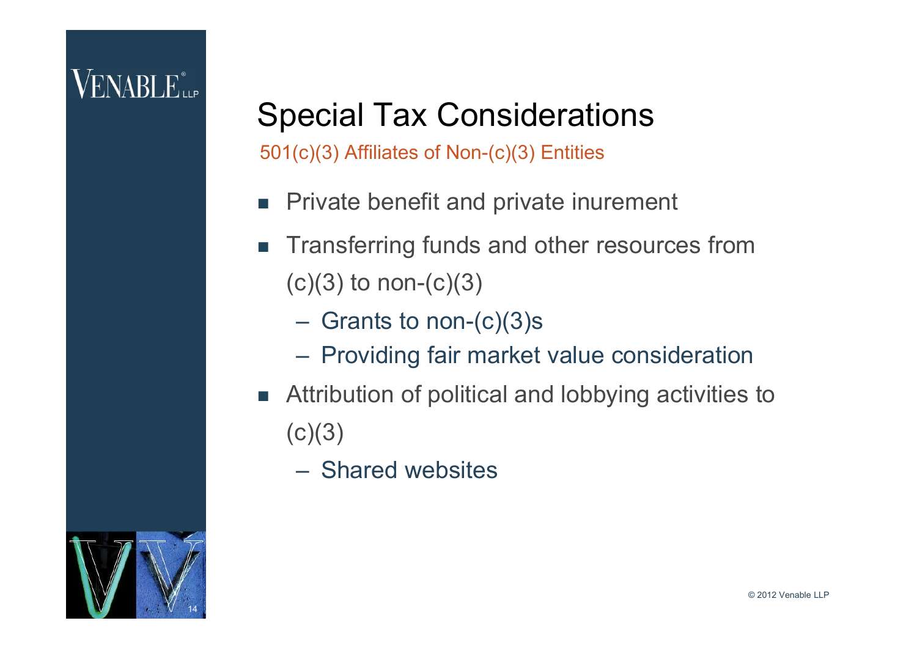# Special Tax Considerations

## 501(c)(3) Affiliates of Non-(c)(3) Entities

- Private benefit and private inurement
- Transferring funds and other resources from (c)(3) to non-(c)(3)
  - Grants to non-(c)(3)s
  - Providing fair market value consideration
- Attribution of political and lobbying activities to (c)(3)
  - Shared websites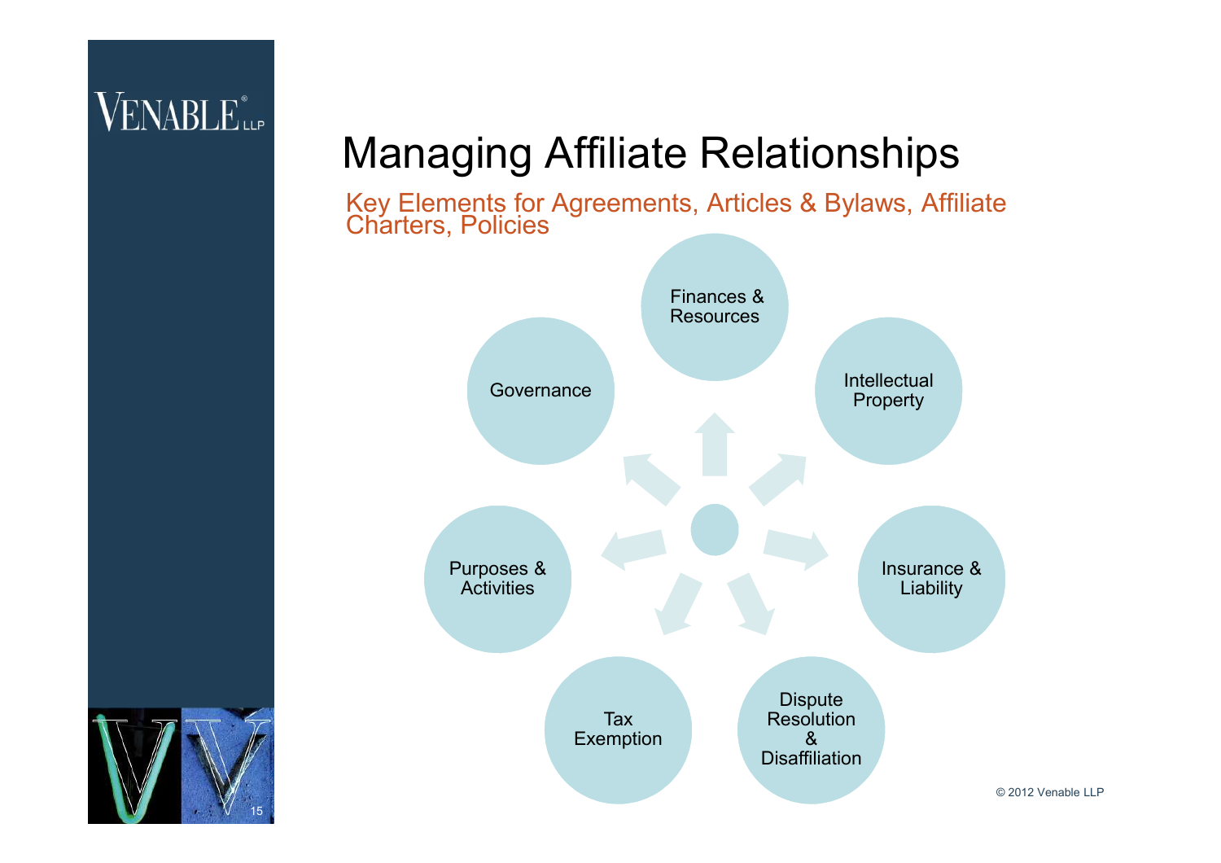# Managing Affiliate Relationships

## Key Elements for Agreements, Articles & Bylaws, Affiliate Charters, Policies

- Finances & Resources
- Intellectual Property
- Insurance & Liability
- Dispute Resolution & Disaffiliation
- Tax Exemption
- Purposes & Activities
- Governance

© 2012 Venable LLP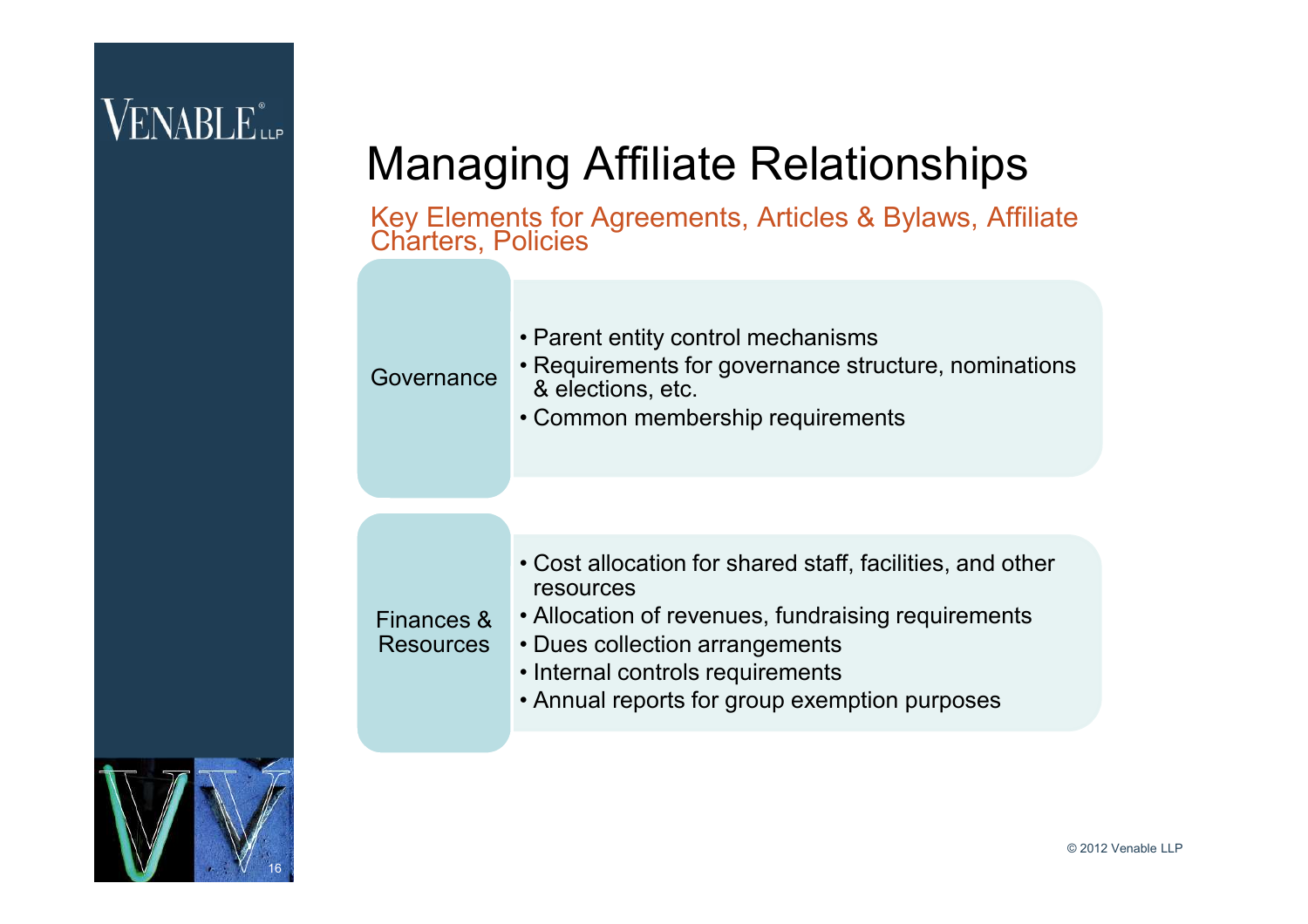# Managing Affiliate Relationships

## Key Elements for Agreements, Articles & Bylaws, Affiliate Charters, Policies

**Governance**

- Parent entity control mechanisms
- Requirements for governance structure, nominations & elections, etc.
- Common membership requirements

**Finances & Resources**

- Cost allocation for shared staff, facilities, and other resources
- Allocation of revenues, fundraising requirements
- Dues collection arrangements
- Internal controls requirements
- Annual reports for group exemption purposes

© 2012 Venable LLP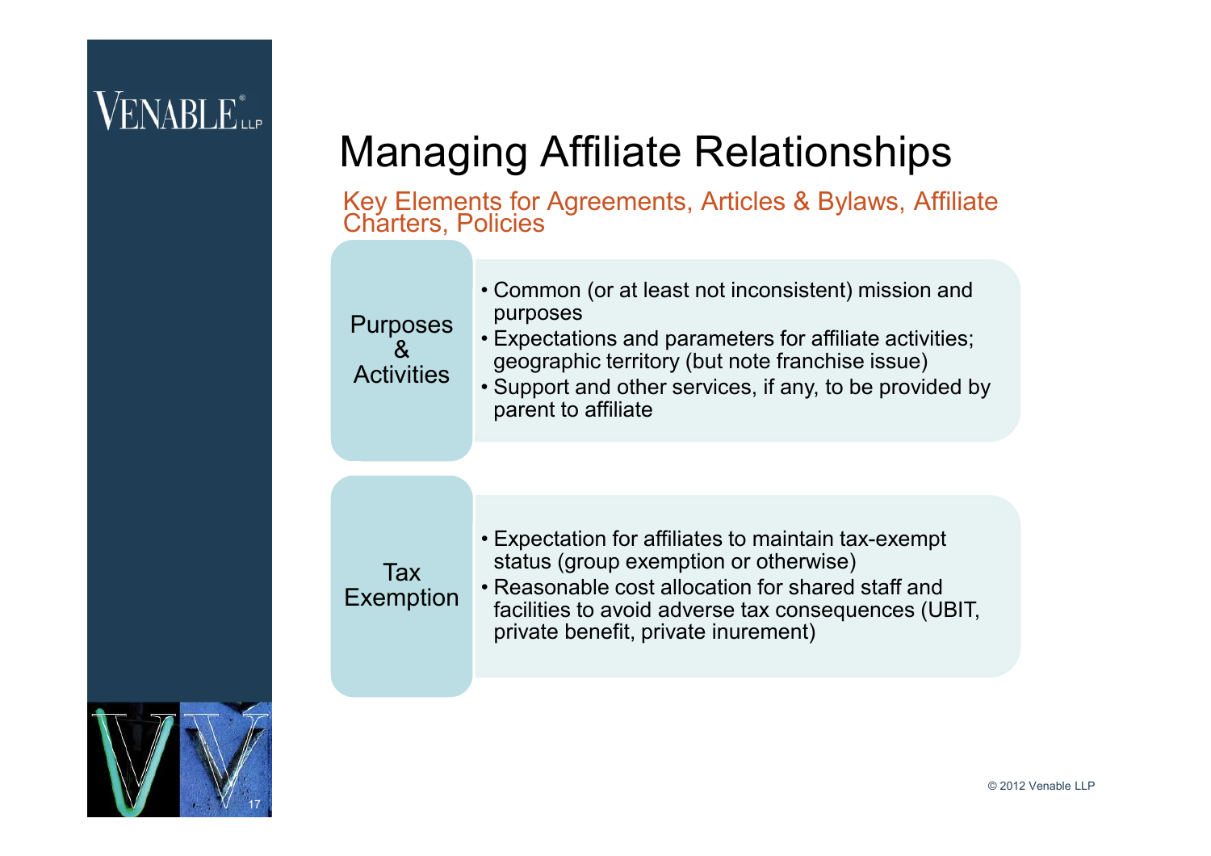# Managing Affiliate Relationships

## Key Elements for Agreements, Articles & Bylaws, Affiliate Charters, Policies

### Purposes & Activities

- Common (or at least not inconsistent) mission and purposes
- Expectations and parameters for affiliate activities; geographic territory (but note franchise issue)
- Support and other services, if any, to be provided by parent to affiliate

### Tax Exemption

- Expectation for affiliates to maintain tax-exempt status (group exemption or otherwise)
- Reasonable cost allocation for shared staff and facilities to avoid adverse tax consequences (UBIT, private benefit, private inurement)

© 2012 Venable LLP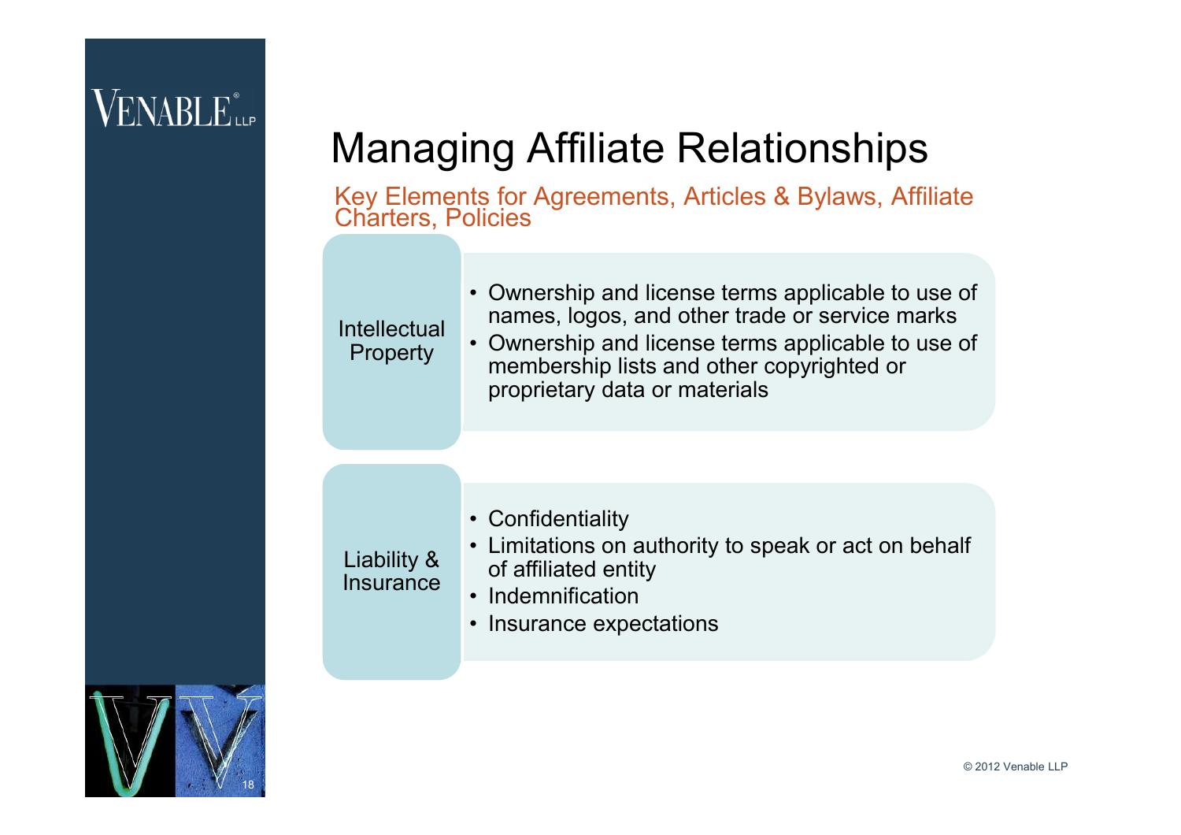# Managing Affiliate Relationships

## Key Elements for Agreements, Articles & Bylaws, Affiliate Charters, Policies

**Intellectual Property**

- Ownership and license terms applicable to use of names, logos, and other trade or service marks
- Ownership and license terms applicable to use of membership lists and other copyrighted or proprietary data or materials

**Liability & Insurance**

- Confidentiality
- Limitations on authority to speak or act on behalf of affiliated entity
- Indemnification
- Insurance expectations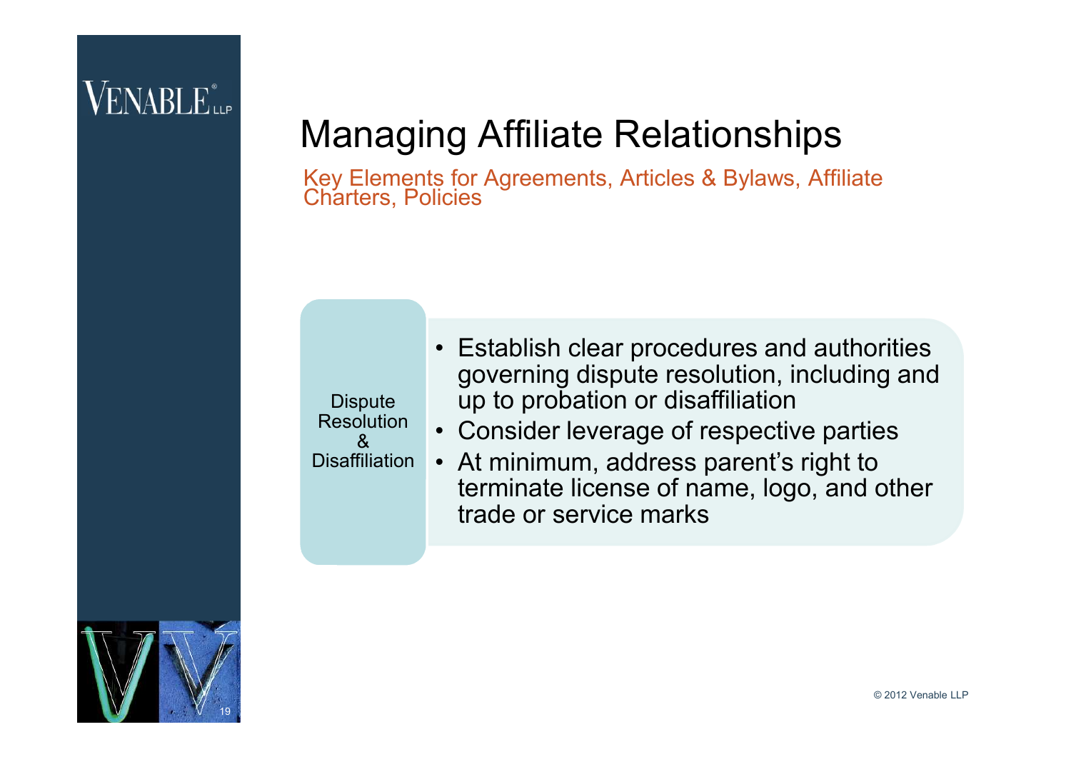# Managing Affiliate Relationships

Key Elements for Agreements, Articles & Bylaws, Affiliate Charters, Policies

**Dispute Resolution & Disaffiliation**

- Establish clear procedures and authorities governing dispute resolution, including and up to probation or disaffiliation
- Consider leverage of respective parties
- At minimum, address parent's right to terminate license of name, logo, and other trade or service marks

© 2012 Venable LLP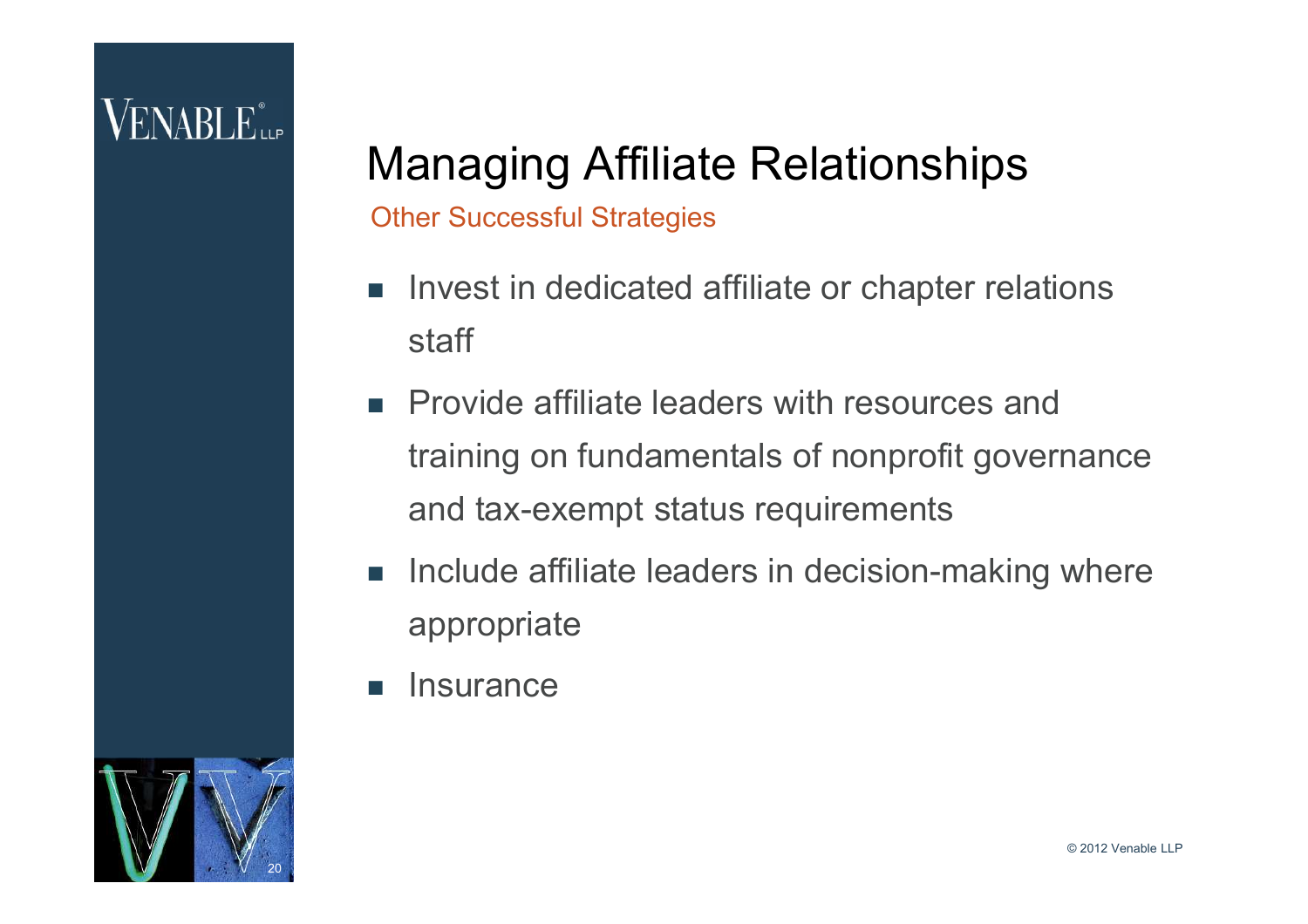# Managing Affiliate Relationships

## Other Successful Strategies

- Invest in dedicated affiliate or chapter relations staff
- Provide affiliate leaders with resources and training on fundamentals of nonprofit governance and tax-exempt status requirements
- Include affiliate leaders in decision-making where appropriate
- Insurance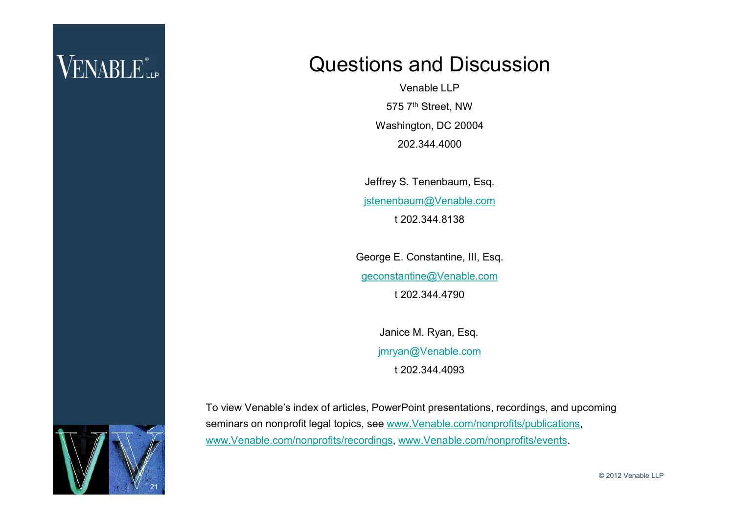# Questions and Discussion

Venable LLP

575 7th Street, NW

Washington, DC 20004

202.344.4000

Jeffrey S. Tenenbaum, Esq.

jstenenbaum@Venable.com

t 202.344.8138

George E. Constantine, III, Esq.

geconstantine@Venable.com

t 202.344.4790

Janice M. Ryan, Esq.

jmryan@Venable.com

t 202.344.4093

To view Venable's index of articles, PowerPoint presentations, recordings, and upcoming seminars on nonprofit legal topics, see www.Venable.com/nonprofits/publications, www.Venable.com/nonprofits/recordings, www.Venable.com/nonprofits/events.

© 2012 Venable LLP